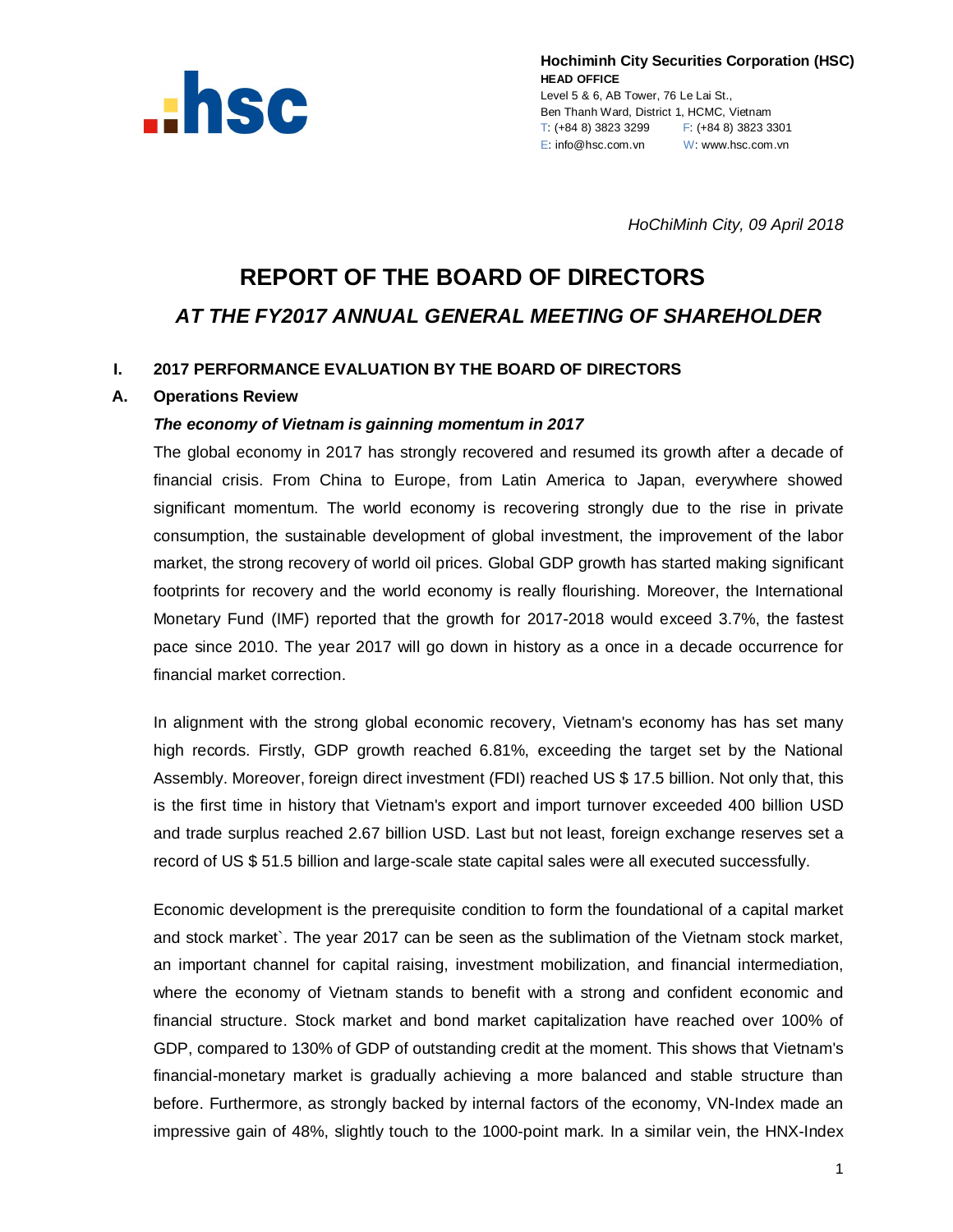**Hochiminh City Securities Corporation (HSC)**
**HEAD OFFICE**
Level 5 & 6, AB Tower, 76 Le Lai St.,
Ben Thanh Ward, District 1, HCMC, Vietnam
T: (+84 8) 3823 3299 F: (+84 8) 3823 3301
E: info@hsc.com.vn W: www.hsc.com.vn

*HoChiMinh City, 09 April 2018*

# REPORT OF THE BOARD OF DIRECTORS

## *AT THE FY2017 ANNUAL GENERAL MEETING OF SHAREHOLDER*

### I. 2017 PERFORMANCE EVALUATION BY THE BOARD OF DIRECTORS

### A. Operations Review

***The economy of Vietnam is gainning momentum in 2017***

The global economy in 2017 has strongly recovered and resumed its growth after a decade of financial crisis. From China to Europe, from Latin America to Japan, everywhere showed significant momentum. The world economy is recovering strongly due to the rise in private consumption, the sustainable development of global investment, the improvement of the labor market, the strong recovery of world oil prices. Global GDP growth has started making significant footprints for recovery and the world economy is really flourishing. Moreover, the International Monetary Fund (IMF) reported that the growth for 2017-2018 would exceed 3.7%, the fastest pace since 2010. The year 2017 will go down in history as a once in a decade occurrence for financial market correction.

In alignment with the strong global economic recovery, Vietnam's economy has has set many high records. Firstly, GDP growth reached 6.81%, exceeding the target set by the National Assembly. Moreover, foreign direct investment (FDI) reached US $ 17.5 billion. Not only that, this is the first time in history that Vietnam's export and import turnover exceeded 400 billion USD and trade surplus reached 2.67 billion USD. Last but not least, foreign exchange reserves set a record of US $ 51.5 billion and large-scale state capital sales were all executed successfully.

Economic development is the prerequisite condition to form the foundational of a capital market and stock market`. The year 2017 can be seen as the sublimation of the Vietnam stock market, an important channel for capital raising, investment mobilization, and financial intermediation, where the economy of Vietnam stands to benefit with a strong and confident economic and financial structure. Stock market and bond market capitalization have reached over 100% of GDP, compared to 130% of GDP of outstanding credit at the moment. This shows that Vietnam's financial-monetary market is gradually achieving a more balanced and stable structure than before. Furthermore, as strongly backed by internal factors of the economy, VN-Index made an impressive gain of 48%, slightly touch to the 1000-point mark. In a similar vein, the HNX-Index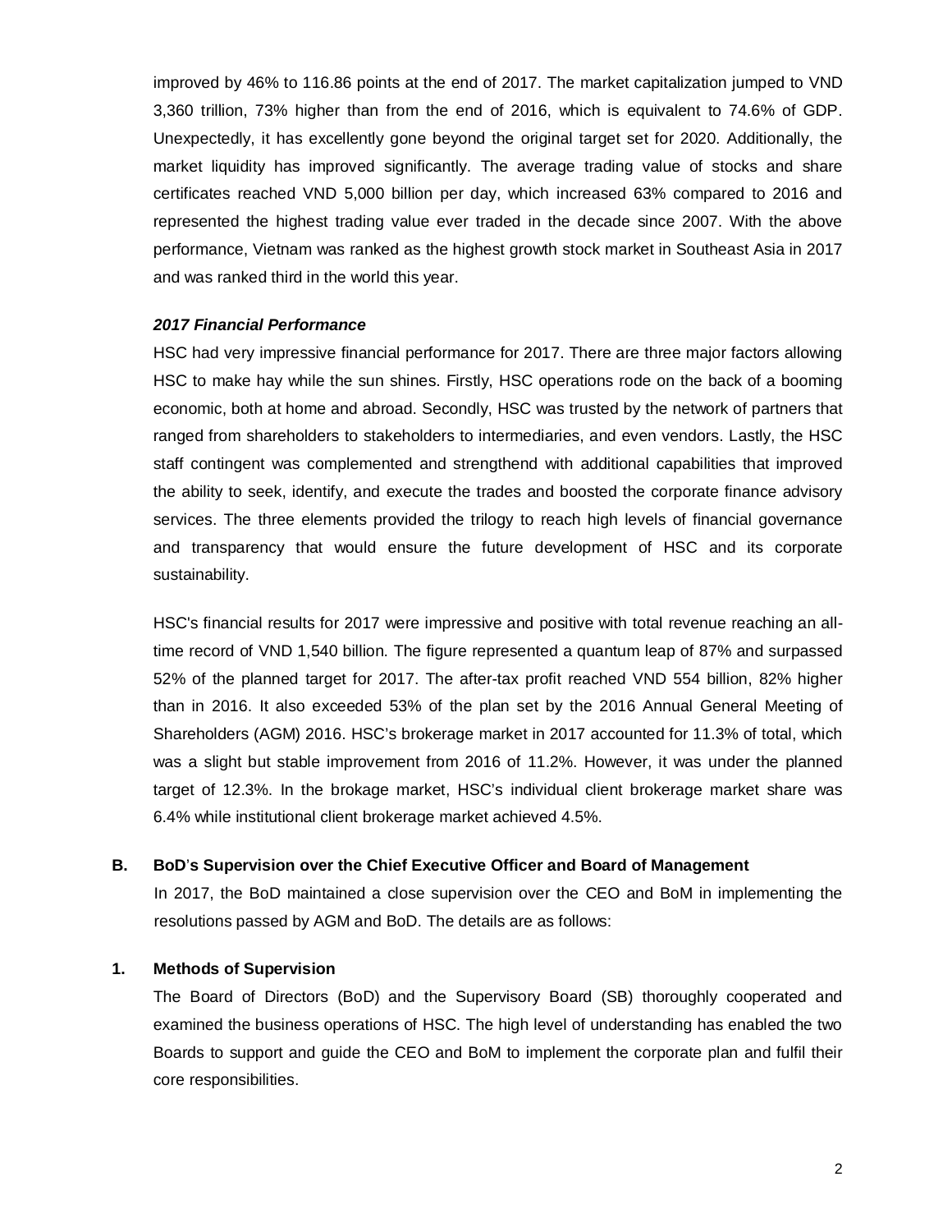improved by 46% to 116.86 points at the end of 2017. The market capitalization jumped to VND 3,360 trillion, 73% higher than from the end of 2016, which is equivalent to 74.6% of GDP. Unexpectedly, it has excellently gone beyond the original target set for 2020. Additionally, the market liquidity has improved significantly. The average trading value of stocks and share certificates reached VND 5,000 billion per day, which increased 63% compared to 2016 and represented the highest trading value ever traded in the decade since 2007. With the above performance, Vietnam was ranked as the highest growth stock market in Southeast Asia in 2017 and was ranked third in the world this year.

***2017 Financial Performance***

HSC had very impressive financial performance for 2017. There are three major factors allowing HSC to make hay while the sun shines. Firstly, HSC operations rode on the back of a booming economic, both at home and abroad. Secondly, HSC was trusted by the network of partners that ranged from shareholders to stakeholders to intermediaries, and even vendors. Lastly, the HSC staff contingent was complemented and strengthend with additional capabilities that improved the ability to seek, identify, and execute the trades and boosted the corporate finance advisory services. The three elements provided the trilogy to reach high levels of financial governance and transparency that would ensure the future development of HSC and its corporate sustainability.

HSC's financial results for 2017 were impressive and positive with total revenue reaching an all-time record of VND 1,540 billion. The figure represented a quantum leap of 87% and surpassed 52% of the planned target for 2017. The after-tax profit reached VND 554 billion, 82% higher than in 2016. It also exceeded 53% of the plan set by the 2016 Annual General Meeting of Shareholders (AGM) 2016. HSC's brokerage market in 2017 accounted for 11.3% of total, which was a slight but stable improvement from 2016 of 11.2%. However, it was under the planned target of 12.3%. In the brokage market, HSC's individual client brokerage market share was 6.4% while institutional client brokerage market achieved 4.5%.

## B. BoD's Supervision over the Chief Executive Officer and Board of Management

In 2017, the BoD maintained a close supervision over the CEO and BoM in implementing the resolutions passed by AGM and BoD. The details are as follows:

### 1. Methods of Supervision

The Board of Directors (BoD) and the Supervisory Board (SB) thoroughly cooperated and examined the business operations of HSC. The high level of understanding has enabled the two Boards to support and guide the CEO and BoM to implement the corporate plan and fulfil their core responsibilities.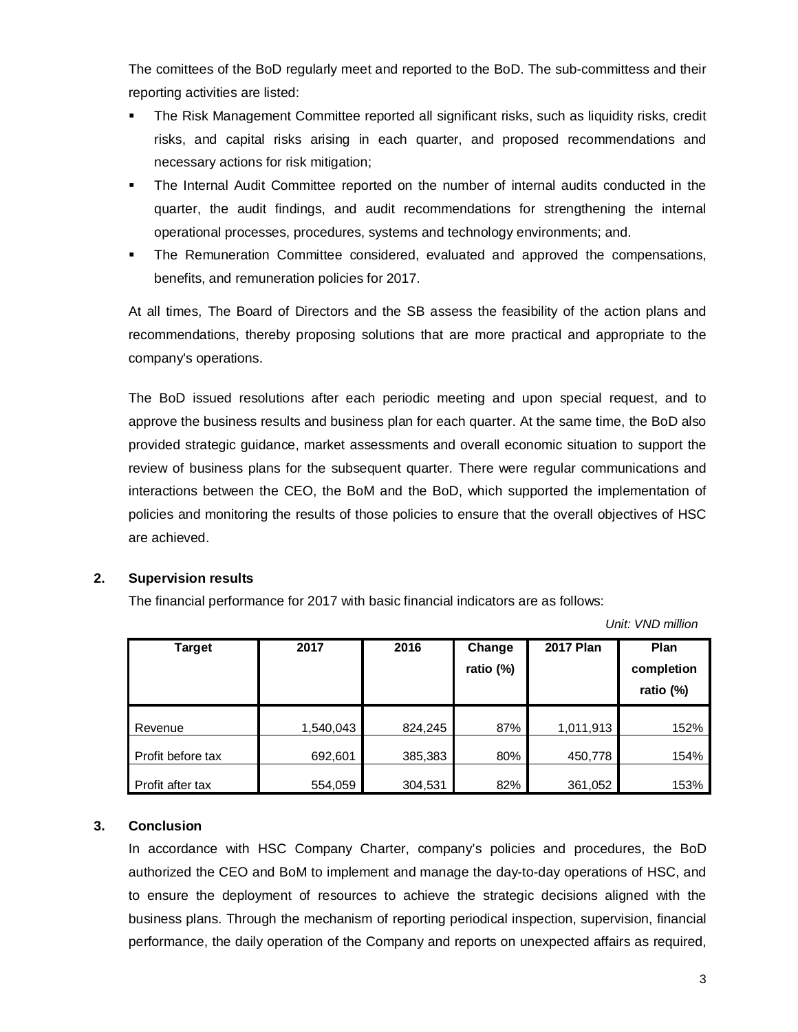The comittees of the BoD regularly meet and reported to the BoD. The sub-committess and their reporting activities are listed:

- The Risk Management Committee reported all significant risks, such as liquidity risks, credit risks, and capital risks arising in each quarter, and proposed recommendations and necessary actions for risk mitigation;
- The Internal Audit Committee reported on the number of internal audits conducted in the quarter, the audit findings, and audit recommendations for strengthening the internal operational processes, procedures, systems and technology environments; and.
- The Remuneration Committee considered, evaluated and approved the compensations, benefits, and remuneration policies for 2017.

At all times, The Board of Directors and the SB assess the feasibility of the action plans and recommendations, thereby proposing solutions that are more practical and appropriate to the company's operations.

The BoD issued resolutions after each periodic meeting and upon special request, and to approve the business results and business plan for each quarter. At the same time, the BoD also provided strategic guidance, market assessments and overall economic situation to support the review of business plans for the subsequent quarter. There were regular communications and interactions between the CEO, the BoM and the BoD, which supported the implementation of policies and monitoring the results of those policies to ensure that the overall objectives of HSC are achieved.

## 2. Supervision results

The financial performance for 2017 with basic financial indicators are as follows:

*Unit: VND million*

| Target | 2017 | 2016 | Change ratio (%) | 2017 Plan | Plan completion ratio (%) |
|---|---|---|---|---|---|
| Revenue | 1,540,043 | 824,245 | 87% | 1,011,913 | 152% |
| Profit before tax | 692,601 | 385,383 | 80% | 450,778 | 154% |
| Profit after tax | 554,059 | 304,531 | 82% | 361,052 | 153% |

## 3. Conclusion

In accordance with HSC Company Charter, company's policies and procedures, the BoD authorized the CEO and BoM to implement and manage the day-to-day operations of HSC, and to ensure the deployment of resources to achieve the strategic decisions aligned with the business plans. Through the mechanism of reporting periodical inspection, supervision, financial performance, the daily operation of the Company and reports on unexpected affairs as required,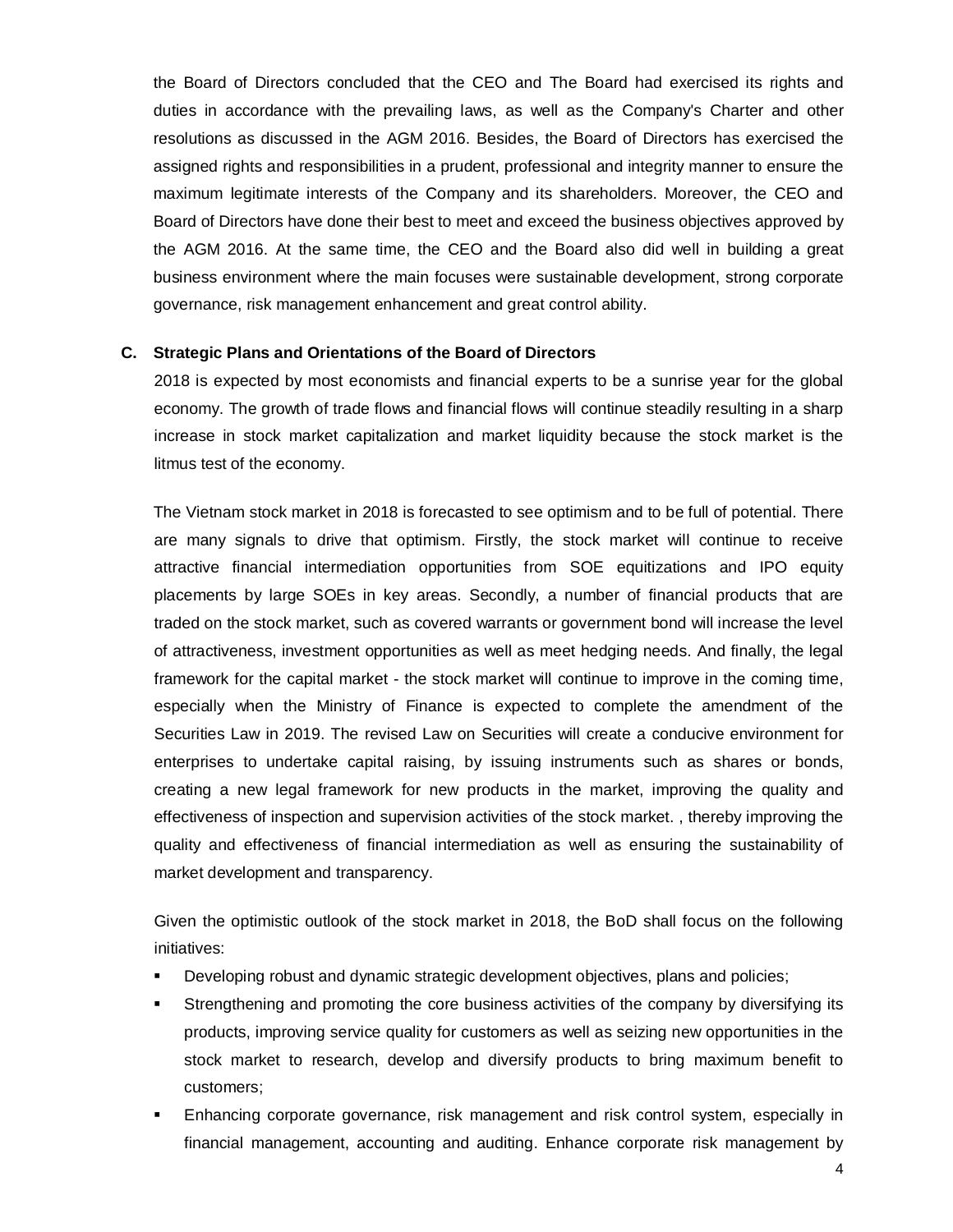the Board of Directors concluded that the CEO and The Board had exercised its rights and duties in accordance with the prevailing laws, as well as the Company's Charter and other resolutions as discussed in the AGM 2016. Besides, the Board of Directors has exercised the assigned rights and responsibilities in a prudent, professional and integrity manner to ensure the maximum legitimate interests of the Company and its shareholders. Moreover, the CEO and Board of Directors have done their best to meet and exceed the business objectives approved by the AGM 2016. At the same time, the CEO and the Board also did well in building a great business environment where the main focuses were sustainable development, strong corporate governance, risk management enhancement and great control ability.

## C. Strategic Plans and Orientations of the Board of Directors

2018 is expected by most economists and financial experts to be a sunrise year for the global economy. The growth of trade flows and financial flows will continue steadily resulting in a sharp increase in stock market capitalization and market liquidity because the stock market is the litmus test of the economy.

The Vietnam stock market in 2018 is forecasted to see optimism and to be full of potential. There are many signals to drive that optimism. Firstly, the stock market will continue to receive attractive financial intermediation opportunities from SOE equitizations and IPO equity placements by large SOEs in key areas. Secondly, a number of financial products that are traded on the stock market, such as covered warrants or government bond will increase the level of attractiveness, investment opportunities as well as meet hedging needs. And finally, the legal framework for the capital market - the stock market will continue to improve in the coming time, especially when the Ministry of Finance is expected to complete the amendment of the Securities Law in 2019. The revised Law on Securities will create a conducive environment for enterprises to undertake capital raising, by issuing instruments such as shares or bonds, creating a new legal framework for new products in the market, improving the quality and effectiveness of inspection and supervision activities of the stock market. , thereby improving the quality and effectiveness of financial intermediation as well as ensuring the sustainability of market development and transparency.

Given the optimistic outlook of the stock market in 2018, the BoD shall focus on the following initiatives:

- Developing robust and dynamic strategic development objectives, plans and policies;
- Strengthening and promoting the core business activities of the company by diversifying its products, improving service quality for customers as well as seizing new opportunities in the stock market to research, develop and diversify products to bring maximum benefit to customers;
- Enhancing corporate governance, risk management and risk control system, especially in financial management, accounting and auditing. Enhance corporate risk management by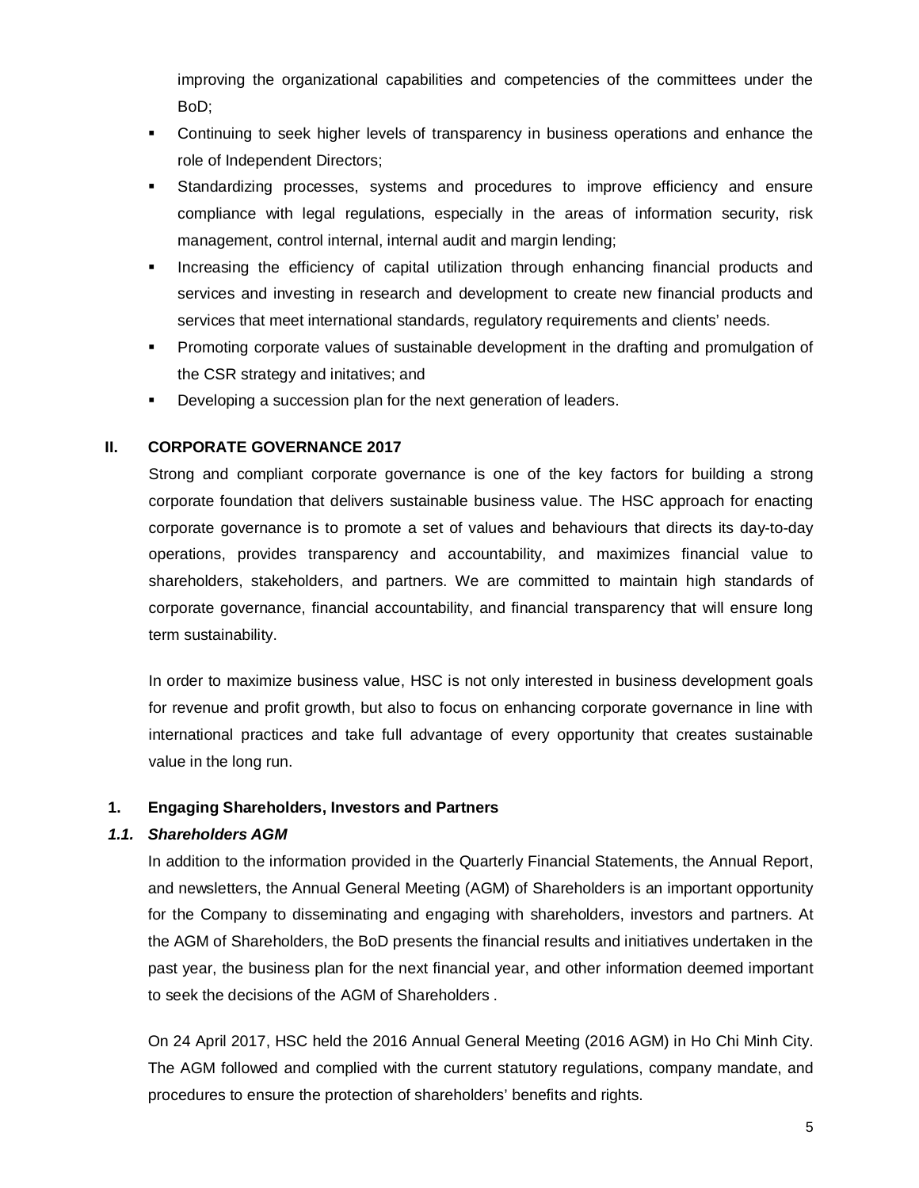improving the organizational capabilities and competencies of the committees under the BoD;

- Continuing to seek higher levels of transparency in business operations and enhance the role of Independent Directors;
- Standardizing processes, systems and procedures to improve efficiency and ensure compliance with legal regulations, especially in the areas of information security, risk management, control internal, internal audit and margin lending;
- Increasing the efficiency of capital utilization through enhancing financial products and services and investing in research and development to create new financial products and services that meet international standards, regulatory requirements and clients' needs.
- Promoting corporate values of sustainable development in the drafting and promulgation of the CSR strategy and initatives; and
- Developing a succession plan for the next generation of leaders.

## II. CORPORATE GOVERNANCE 2017

Strong and compliant corporate governance is one of the key factors for building a strong corporate foundation that delivers sustainable business value. The HSC approach for enacting corporate governance is to promote a set of values and behaviours that directs its day-to-day operations, provides transparency and accountability, and maximizes financial value to shareholders, stakeholders, and partners. We are committed to maintain high standards of corporate governance, financial accountability, and financial transparency that will ensure long term sustainability.

In order to maximize business value, HSC is not only interested in business development goals for revenue and profit growth, but also to focus on enhancing corporate governance in line with international practices and take full advantage of every opportunity that creates sustainable value in the long run.

### 1. Engaging Shareholders, Investors and Partners

#### *1.1. Shareholders AGM*

In addition to the information provided in the Quarterly Financial Statements, the Annual Report, and newsletters, the Annual General Meeting (AGM) of Shareholders is an important opportunity for the Company to disseminating and engaging with shareholders, investors and partners. At the AGM of Shareholders, the BoD presents the financial results and initiatives undertaken in the past year, the business plan for the next financial year, and other information deemed important to seek the decisions of the AGM of Shareholders .

On 24 April 2017, HSC held the 2016 Annual General Meeting (2016 AGM) in Ho Chi Minh City. The AGM followed and complied with the current statutory regulations, company mandate, and procedures to ensure the protection of shareholders' benefits and rights.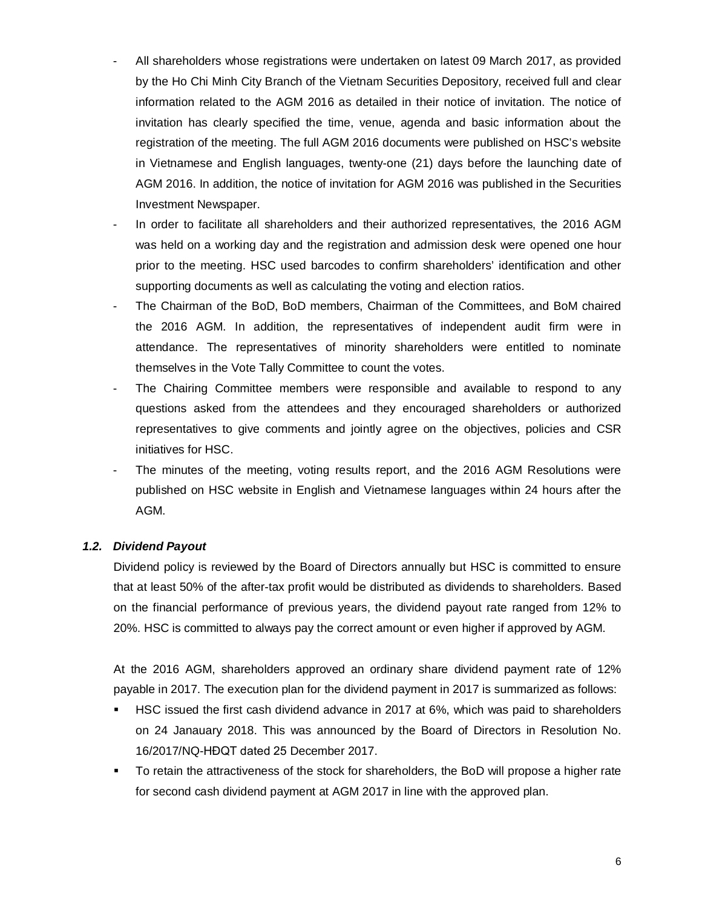- All shareholders whose registrations were undertaken on latest 09 March 2017, as provided by the Ho Chi Minh City Branch of the Vietnam Securities Depository, received full and clear information related to the AGM 2016 as detailed in their notice of invitation. The notice of invitation has clearly specified the time, venue, agenda and basic information about the registration of the meeting. The full AGM 2016 documents were published on HSC's website in Vietnamese and English languages, twenty-one (21) days before the launching date of AGM 2016. In addition, the notice of invitation for AGM 2016 was published in the Securities Investment Newspaper.
- In order to facilitate all shareholders and their authorized representatives, the 2016 AGM was held on a working day and the registration and admission desk were opened one hour prior to the meeting. HSC used barcodes to confirm shareholders' identification and other supporting documents as well as calculating the voting and election ratios.
- The Chairman of the BoD, BoD members, Chairman of the Committees, and BoM chaired the 2016 AGM. In addition, the representatives of independent audit firm were in attendance. The representatives of minority shareholders were entitled to nominate themselves in the Vote Tally Committee to count the votes.
- The Chairing Committee members were responsible and available to respond to any questions asked from the attendees and they encouraged shareholders or authorized representatives to give comments and jointly agree on the objectives, policies and CSR initiatives for HSC.
- The minutes of the meeting, voting results report, and the 2016 AGM Resolutions were published on HSC website in English and Vietnamese languages within 24 hours after the AGM.

### *1.2. Dividend Payout*

Dividend policy is reviewed by the Board of Directors annually but HSC is committed to ensure that at least 50% of the after-tax profit would be distributed as dividends to shareholders. Based on the financial performance of previous years, the dividend payout rate ranged from 12% to 20%. HSC is committed to always pay the correct amount or even higher if approved by AGM.

At the 2016 AGM, shareholders approved an ordinary share dividend payment rate of 12% payable in 2017. The execution plan for the dividend payment in 2017 is summarized as follows:

- HSC issued the first cash dividend advance in 2017 at 6%, which was paid to shareholders on 24 Janauary 2018. This was announced by the Board of Directors in Resolution No. 16/2017/NQ-HĐQT dated 25 December 2017.
- To retain the attractiveness of the stock for shareholders, the BoD will propose a higher rate for second cash dividend payment at AGM 2017 in line with the approved plan.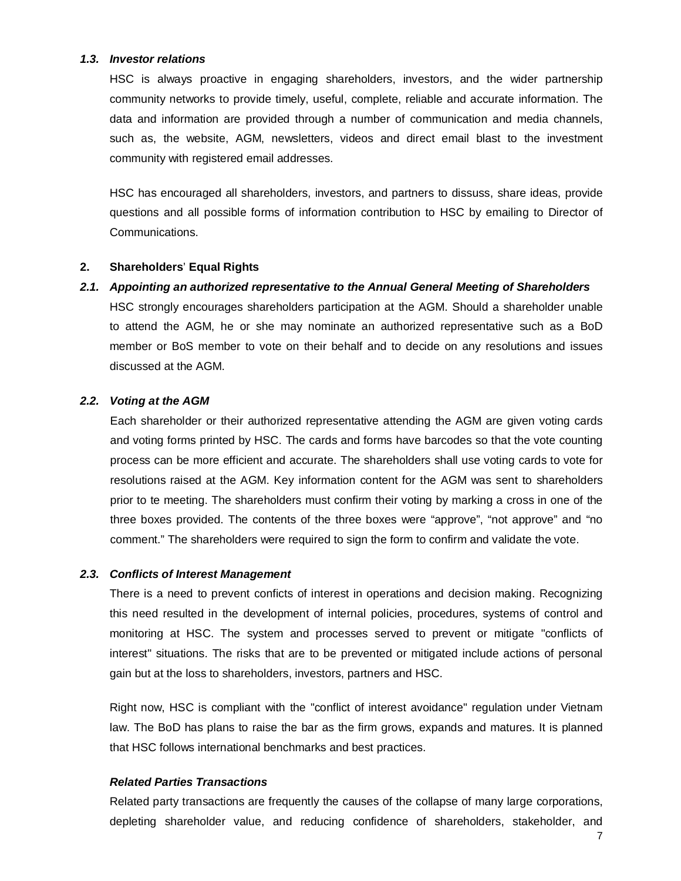### *1.3. Investor relations*

HSC is always proactive in engaging shareholders, investors, and the wider partnership community networks to provide timely, useful, complete, reliable and accurate information. The data and information are provided through a number of communication and media channels, such as, the website, AGM, newsletters, videos and direct email blast to the investment community with registered email addresses.

HSC has encouraged all shareholders, investors, and partners to dissuss, share ideas, provide questions and all possible forms of information contribution to HSC by emailing to Director of Communications.

## 2. Shareholders' Equal Rights

### *2.1. Appointing an authorized representative to the Annual General Meeting of Shareholders*

HSC strongly encourages shareholders participation at the AGM. Should a shareholder unable to attend the AGM, he or she may nominate an authorized representative such as a BoD member or BoS member to vote on their behalf and to decide on any resolutions and issues discussed at the AGM.

### *2.2. Voting at the AGM*

Each shareholder or their authorized representative attending the AGM are given voting cards and voting forms printed by HSC. The cards and forms have barcodes so that the vote counting process can be more efficient and accurate. The shareholders shall use voting cards to vote for resolutions raised at the AGM. Key information content for the AGM was sent to shareholders prior to te meeting. The shareholders must confirm their voting by marking a cross in one of the three boxes provided. The contents of the three boxes were "approve", "not approve" and "no comment." The shareholders were required to sign the form to confirm and validate the vote.

### *2.3. Conflicts of Interest Management*

There is a need to prevent conficts of interest in operations and decision making. Recognizing this need resulted in the development of internal policies, procedures, systems of control and monitoring at HSC. The system and processes served to prevent or mitigate "conflicts of interest" situations. The risks that are to be prevented or mitigated include actions of personal gain but at the loss to shareholders, investors, partners and HSC.

Right now, HSC is compliant with the "conflict of interest avoidance" regulation under Vietnam law. The BoD has plans to raise the bar as the firm grows, expands and matures. It is planned that HSC follows international benchmarks and best practices.

#### *Related Parties Transactions*

Related party transactions are frequently the causes of the collapse of many large corporations, depleting shareholder value, and reducing confidence of shareholders, stakeholder, and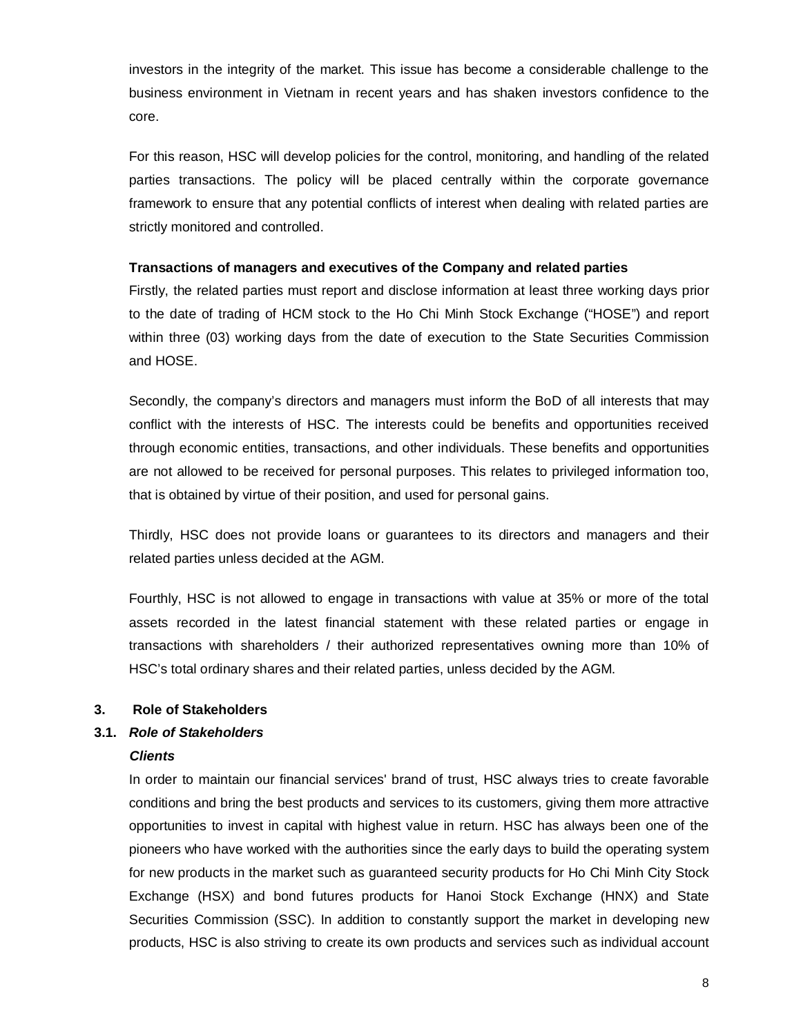investors in the integrity of the market. This issue has become a considerable challenge to the business environment in Vietnam in recent years and has shaken investors confidence to the core.

For this reason, HSC will develop policies for the control, monitoring, and handling of the related parties transactions. The policy will be placed centrally within the corporate governance framework to ensure that any potential conflicts of interest when dealing with related parties are strictly monitored and controlled.

**Transactions of managers and executives of the Company and related parties**

Firstly, the related parties must report and disclose information at least three working days prior to the date of trading of HCM stock to the Ho Chi Minh Stock Exchange ("HOSE") and report within three (03) working days from the date of execution to the State Securities Commission and HOSE.

Secondly, the company's directors and managers must inform the BoD of all interests that may conflict with the interests of HSC. The interests could be benefits and opportunities received through economic entities, transactions, and other individuals. These benefits and opportunities are not allowed to be received for personal purposes. This relates to privileged information too, that is obtained by virtue of their position, and used for personal gains.

Thirdly, HSC does not provide loans or guarantees to its directors and managers and their related parties unless decided at the AGM.

Fourthly, HSC is not allowed to engage in transactions with value at 35% or more of the total assets recorded in the latest financial statement with these related parties or engage in transactions with shareholders / their authorized representatives owning more than 10% of HSC's total ordinary shares and their related parties, unless decided by the AGM.

## 3. Role of Stakeholders

### 3.1. *Role of Stakeholders*

***Clients***

In order to maintain our financial services' brand of trust, HSC always tries to create favorable conditions and bring the best products and services to its customers, giving them more attractive opportunities to invest in capital with highest value in return. HSC has always been one of the pioneers who have worked with the authorities since the early days to build the operating system for new products in the market such as guaranteed security products for Ho Chi Minh City Stock Exchange (HSX) and bond futures products for Hanoi Stock Exchange (HNX) and State Securities Commission (SSC). In addition to constantly support the market in developing new products, HSC is also striving to create its own products and services such as individual account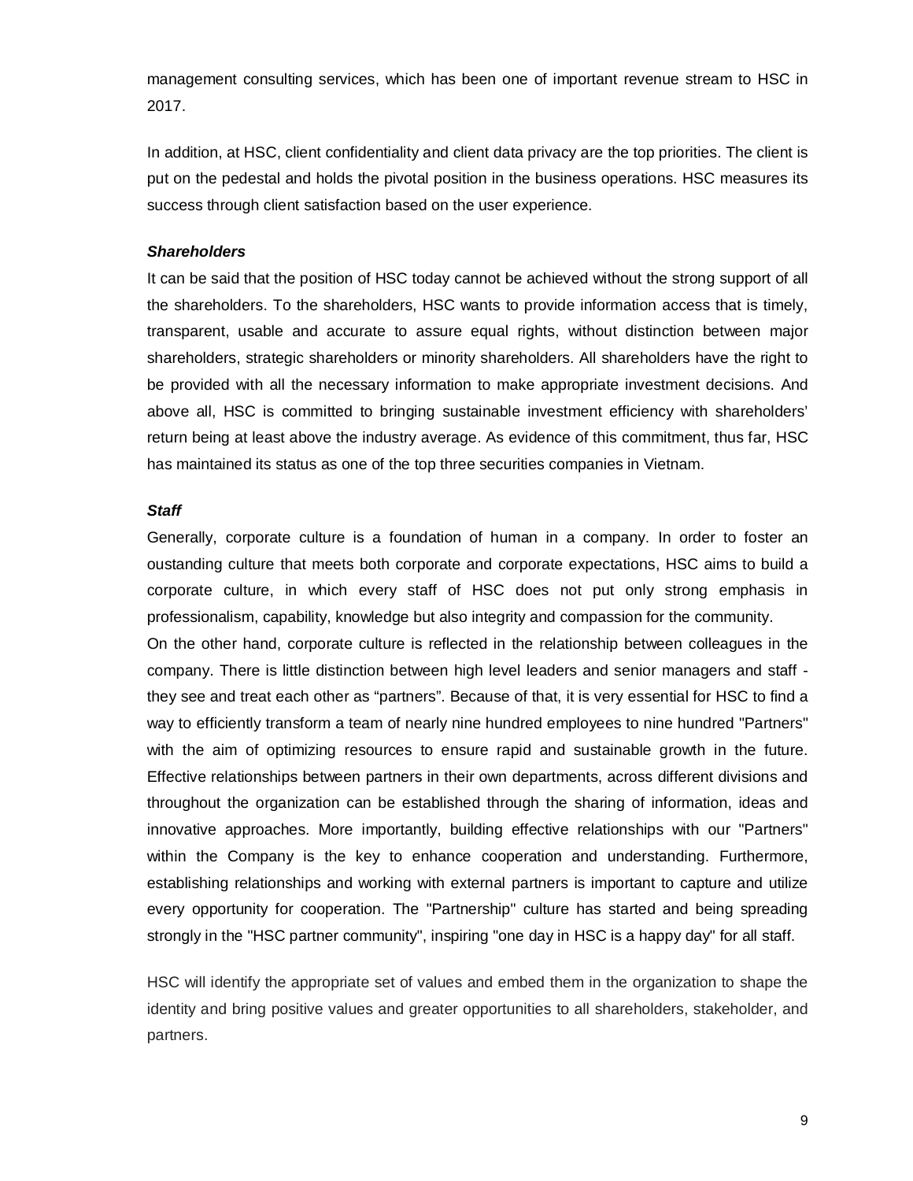management consulting services, which has been one of important revenue stream to HSC in 2017.

In addition, at HSC, client confidentiality and client data privacy are the top priorities. The client is put on the pedestal and holds the pivotal position in the business operations. HSC measures its success through client satisfaction based on the user experience.

***Shareholders***

It can be said that the position of HSC today cannot be achieved without the strong support of all the shareholders. To the shareholders, HSC wants to provide information access that is timely, transparent, usable and accurate to assure equal rights, without distinction between major shareholders, strategic shareholders or minority shareholders. All shareholders have the right to be provided with all the necessary information to make appropriate investment decisions. And above all, HSC is committed to bringing sustainable investment efficiency with shareholders' return being at least above the industry average. As evidence of this commitment, thus far, HSC has maintained its status as one of the top three securities companies in Vietnam.

***Staff***

Generally, corporate culture is a foundation of human in a company. In order to foster an oustanding culture that meets both corporate and corporate expectations, HSC aims to build a corporate culture, in which every staff of HSC does not put only strong emphasis in professionalism, capability, knowledge but also integrity and compassion for the community.

On the other hand, corporate culture is reflected in the relationship between colleagues in the company. There is little distinction between high level leaders and senior managers and staff - they see and treat each other as "partners". Because of that, it is very essential for HSC to find a way to efficiently transform a team of nearly nine hundred employees to nine hundred "Partners" with the aim of optimizing resources to ensure rapid and sustainable growth in the future. Effective relationships between partners in their own departments, across different divisions and throughout the organization can be established through the sharing of information, ideas and innovative approaches. More importantly, building effective relationships with our "Partners" within the Company is the key to enhance cooperation and understanding. Furthermore, establishing relationships and working with external partners is important to capture and utilize every opportunity for cooperation. The "Partnership" culture has started and being spreading strongly in the "HSC partner community", inspiring "one day in HSC is a happy day" for all staff.

HSC will identify the appropriate set of values and embed them in the organization to shape the identity and bring positive values and greater opportunities to all shareholders, stakeholder, and partners.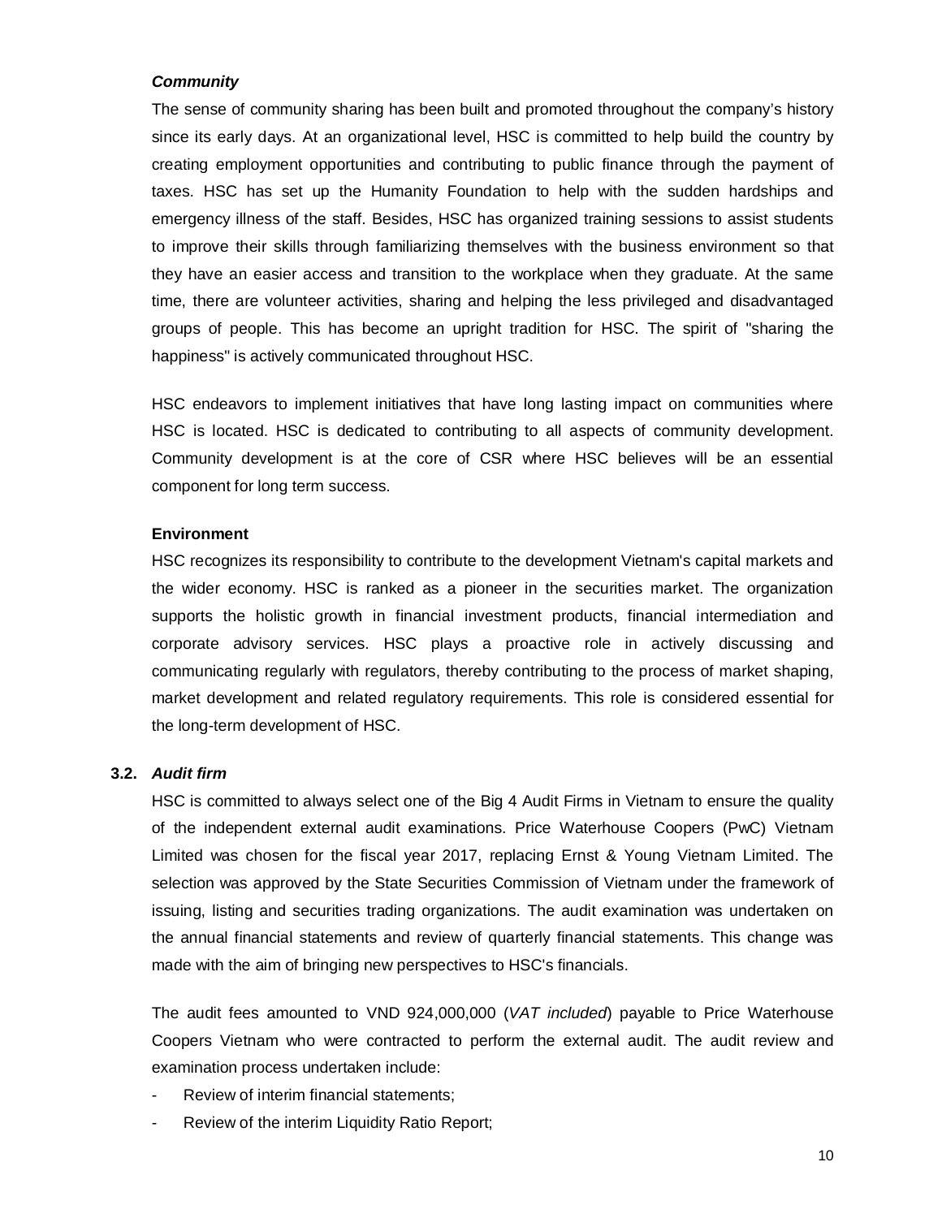***Community***

The sense of community sharing has been built and promoted throughout the company's history since its early days. At an organizational level, HSC is committed to help build the country by creating employment opportunities and contributing to public finance through the payment of taxes. HSC has set up the Humanity Foundation to help with the sudden hardships and emergency illness of the staff. Besides, HSC has organized training sessions to assist students to improve their skills through familiarizing themselves with the business environment so that they have an easier access and transition to the workplace when they graduate. At the same time, there are volunteer activities, sharing and helping the less privileged and disadvantaged groups of people. This has become an upright tradition for HSC. The spirit of "sharing the happiness" is actively communicated throughout HSC.

HSC endeavors to implement initiatives that have long lasting impact on communities where HSC is located. HSC is dedicated to contributing to all aspects of community development. Community development is at the core of CSR where HSC believes will be an essential component for long term success.

**Environment**

HSC recognizes its responsibility to contribute to the development Vietnam's capital markets and the wider economy. HSC is ranked as a pioneer in the securities market. The organization supports the holistic growth in financial investment products, financial intermediation and corporate advisory services. HSC plays a proactive role in actively discussing and communicating regularly with regulators, thereby contributing to the process of market shaping, market development and related regulatory requirements. This role is considered essential for the long-term development of HSC.

### 3.2. *Audit firm*

HSC is committed to always select one of the Big 4 Audit Firms in Vietnam to ensure the quality of the independent external audit examinations. Price Waterhouse Coopers (PwC) Vietnam Limited was chosen for the fiscal year 2017, replacing Ernst & Young Vietnam Limited. The selection was approved by the State Securities Commission of Vietnam under the framework of issuing, listing and securities trading organizations. The audit examination was undertaken on the annual financial statements and review of quarterly financial statements. This change was made with the aim of bringing new perspectives to HSC's financials.

The audit fees amounted to VND 924,000,000 (*VAT included*) payable to Price Waterhouse Coopers Vietnam who were contracted to perform the external audit. The audit review and examination process undertaken include:

- Review of interim financial statements;
- Review of the interim Liquidity Ratio Report;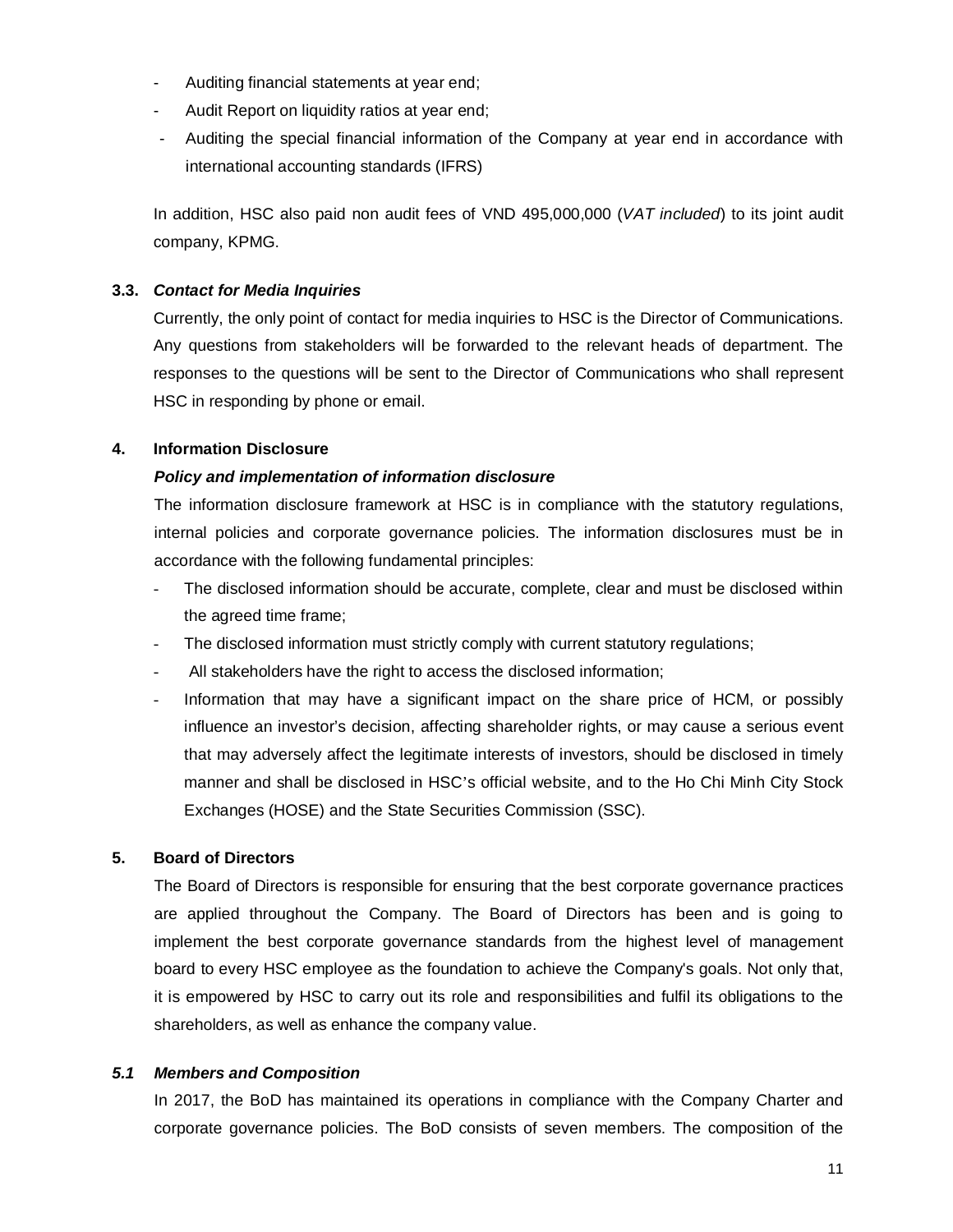- Auditing financial statements at year end;
- Audit Report on liquidity ratios at year end;
- Auditing the special financial information of the Company at year end in accordance with international accounting standards (IFRS)

In addition, HSC also paid non audit fees of VND 495,000,000 (*VAT included*) to its joint audit company, KPMG.

### 3.3. *Contact for Media Inquiries*

Currently, the only point of contact for media inquiries to HSC is the Director of Communications. Any questions from stakeholders will be forwarded to the relevant heads of department. The responses to the questions will be sent to the Director of Communications who shall represent HSC in responding by phone or email.

## 4. Information Disclosure

***Policy and implementation of information disclosure***

The information disclosure framework at HSC is in compliance with the statutory regulations, internal policies and corporate governance policies. The information disclosures must be in accordance with the following fundamental principles:

- The disclosed information should be accurate, complete, clear and must be disclosed within the agreed time frame;
- The disclosed information must strictly comply with current statutory regulations;
- All stakeholders have the right to access the disclosed information;
- Information that may have a significant impact on the share price of HCM, or possibly influence an investor's decision, affecting shareholder rights, or may cause a serious event that may adversely affect the legitimate interests of investors, should be disclosed in timely manner and shall be disclosed in HSC's official website, and to the Ho Chi Minh City Stock Exchanges (HOSE) and the State Securities Commission (SSC).

## 5. Board of Directors

The Board of Directors is responsible for ensuring that the best corporate governance practices are applied throughout the Company. The Board of Directors has been and is going to implement the best corporate governance standards from the highest level of management board to every HSC employee as the foundation to achieve the Company's goals. Not only that, it is empowered by HSC to carry out its role and responsibilities and fulfil its obligations to the shareholders, as well as enhance the company value.

### *5.1 Members and Composition*

In 2017, the BoD has maintained its operations in compliance with the Company Charter and corporate governance policies. The BoD consists of seven members. The composition of the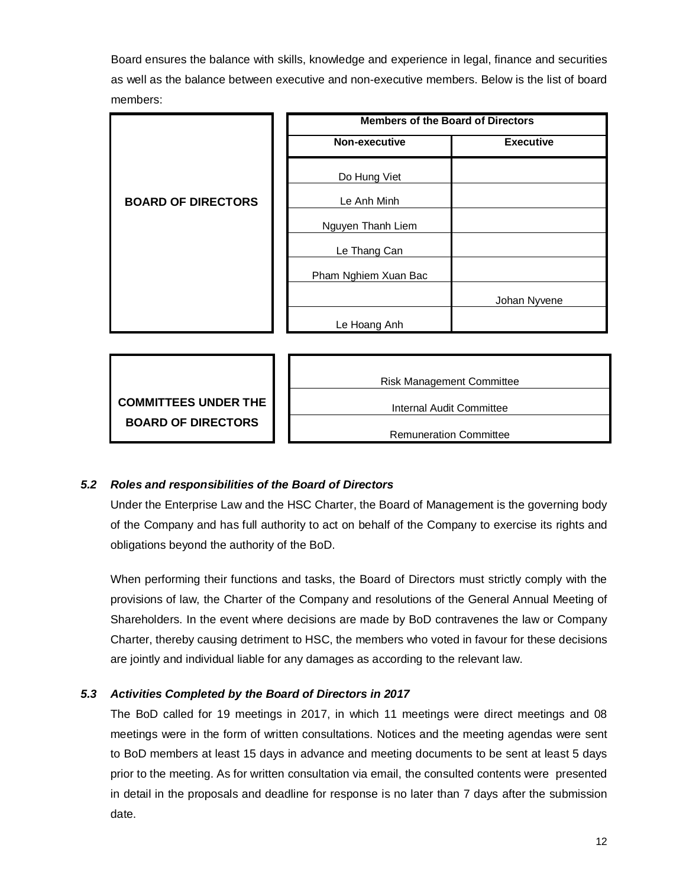Board ensures the balance with skills, knowledge and experience in legal, finance and securities as well as the balance between executive and non-executive members. Below is the list of board members:

| | Members of the Board of Directors | |
|---|---|---|
| | **Non-executive** | **Executive** |
| **BOARD OF DIRECTORS** | Do Hung Viet | |
| | Le Anh Minh | |
| | Nguyen Thanh Liem | |
| | Le Thang Can | |
| | Pham Nghiem Xuan Bac | |
| | | Johan Nyvene |
| | Le Hoang Anh | |

| | |
|---|---|
| **COMMITTEES UNDER THE BOARD OF DIRECTORS** | Risk Management Committee |
| | Internal Audit Committee |
| | Remuneration Committee |

### *5.2 Roles and responsibilities of the Board of Directors*

Under the Enterprise Law and the HSC Charter, the Board of Management is the governing body of the Company and has full authority to act on behalf of the Company to exercise its rights and obligations beyond the authority of the BoD.

When performing their functions and tasks, the Board of Directors must strictly comply with the provisions of law, the Charter of the Company and resolutions of the General Annual Meeting of Shareholders. In the event where decisions are made by BoD contravenes the law or Company Charter, thereby causing detriment to HSC, the members who voted in favour for these decisions are jointly and individual liable for any damages as according to the relevant law.

### *5.3 Activities Completed by the Board of Directors in 2017*

The BoD called for 19 meetings in 2017, in which 11 meetings were direct meetings and 08 meetings were in the form of written consultations. Notices and the meeting agendas were sent to BoD members at least 15 days in advance and meeting documents to be sent at least 5 days prior to the meeting. As for written consultation via email, the consulted contents were presented in detail in the proposals and deadline for response is no later than 7 days after the submission date.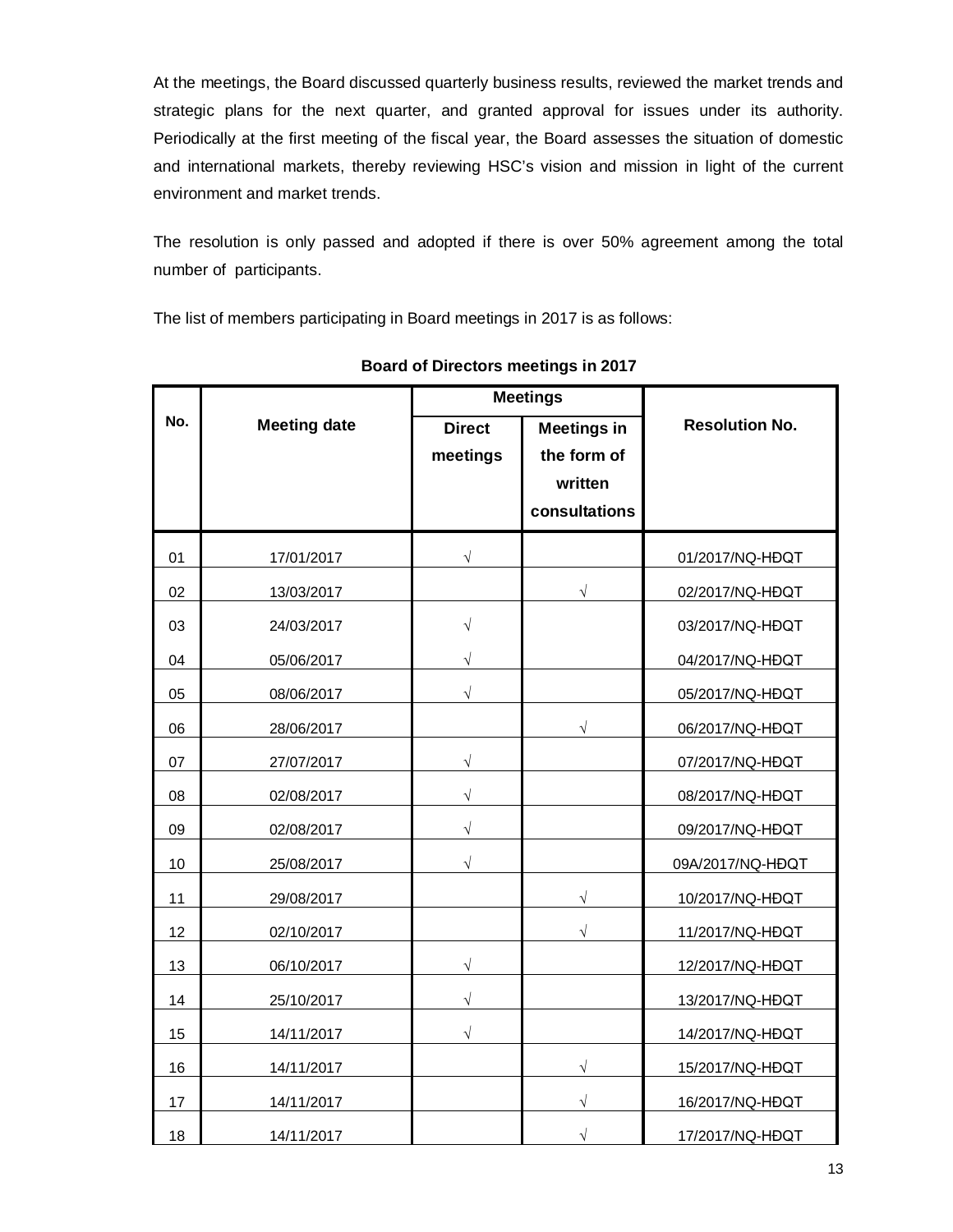At the meetings, the Board discussed quarterly business results, reviewed the market trends and strategic plans for the next quarter, and granted approval for issues under its authority. Periodically at the first meeting of the fiscal year, the Board assesses the situation of domestic and international markets, thereby reviewing HSC's vision and mission in light of the current environment and market trends.

The resolution is only passed and adopted if there is over 50% agreement among the total number of participants.

The list of members participating in Board meetings in 2017 is as follows:

**Board of Directors meetings in 2017**

| No. | Meeting date | Meetings | | Resolution No. |
|---|---|---|---|---|
| | | Direct meetings | Meetings in the form of written consultations | |
| 01 | 17/01/2017 | √ | | 01/2017/NQ-HĐQT |
| 02 | 13/03/2017 | | √ | 02/2017/NQ-HĐQT |
| 03 | 24/03/2017 | √ | | 03/2017/NQ-HĐQT |
| 04 | 05/06/2017 | √ | | 04/2017/NQ-HĐQT |
| 05 | 08/06/2017 | √ | | 05/2017/NQ-HĐQT |
| 06 | 28/06/2017 | | √ | 06/2017/NQ-HĐQT |
| 07 | 27/07/2017 | √ | | 07/2017/NQ-HĐQT |
| 08 | 02/08/2017 | √ | | 08/2017/NQ-HĐQT |
| 09 | 02/08/2017 | √ | | 09/2017/NQ-HĐQT |
| 10 | 25/08/2017 | √ | | 09A/2017/NQ-HĐQT |
| 11 | 29/08/2017 | | √ | 10/2017/NQ-HĐQT |
| 12 | 02/10/2017 | | √ | 11/2017/NQ-HĐQT |
| 13 | 06/10/2017 | √ | | 12/2017/NQ-HĐQT |
| 14 | 25/10/2017 | √ | | 13/2017/NQ-HĐQT |
| 15 | 14/11/2017 | √ | | 14/2017/NQ-HĐQT |
| 16 | 14/11/2017 | | √ | 15/2017/NQ-HĐQT |
| 17 | 14/11/2017 | | √ | 16/2017/NQ-HĐQT |
| 18 | 14/11/2017 | | √ | 17/2017/NQ-HĐQT |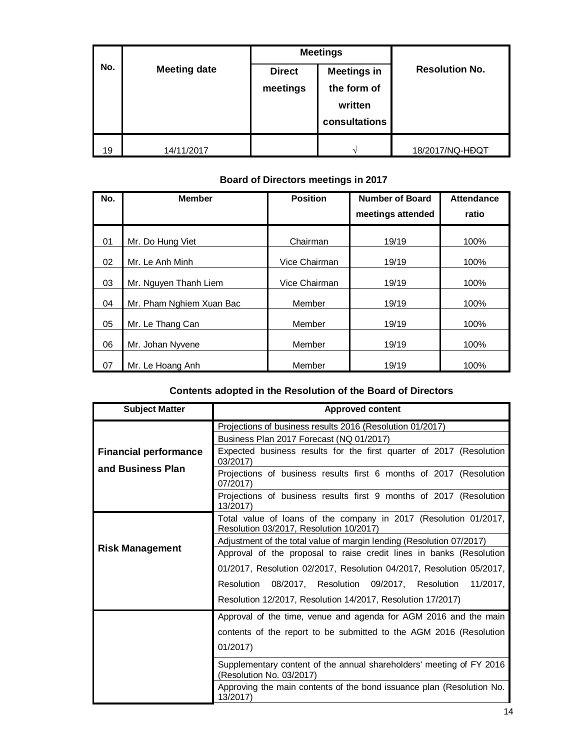| No. | Meeting date | Meetings | | Resolution No. |
|---|---|---|---|---|
| | | Direct meetings | Meetings in the form of written consultations | |
| 19 | 14/11/2017 | | √ | 18/2017/NQ-HĐQT |

**Board of Directors meetings in 2017**

| No. | Member | Position | Number of Board meetings attended | Attendance ratio |
|---|---|---|---|---|
| 01 | Mr. Do Hung Viet | Chairman | 19/19 | 100% |
| 02 | Mr. Le Anh Minh | Vice Chairman | 19/19 | 100% |
| 03 | Mr. Nguyen Thanh Liem | Vice Chairman | 19/19 | 100% |
| 04 | Mr. Pham Nghiem Xuan Bac | Member | 19/19 | 100% |
| 05 | Mr. Le Thang Can | Member | 19/19 | 100% |
| 06 | Mr. Johan Nyvene | Member | 19/19 | 100% |
| 07 | Mr. Le Hoang Anh | Member | 19/19 | 100% |

**Contents adopted in the Resolution of the Board of Directors**

| Subject Matter | Approved content |
|---|---|
| **Financial performance and Business Plan** | Projections of business results 2016 (Resolution 01/2017) |
| | Business Plan 2017 Forecast (NQ 01/2017) |
| | Expected business results for the first quarter of 2017 (Resolution 03/2017) |
| | Projections of business results first 6 months of 2017 (Resolution 07/2017) |
| | Projections of business results first 9 months of 2017 (Resolution 13/2017) |
| **Risk Management** | Total value of loans of the company in 2017 (Resolution 01/2017, Resolution 03/2017, Resolution 10/2017) |
| | Adjustment of the total value of margin lending (Resolution 07/2017) |
| | Approval of the proposal to raise credit lines in banks (Resolution 01/2017, Resolution 02/2017, Resolution 04/2017, Resolution 05/2017, Resolution 08/2017, Resolution 09/2017, Resolution 11/2017, Resolution 12/2017, Resolution 14/2017, Resolution 17/2017) |
| | Approval of the time, venue and agenda for AGM 2016 and the main contents of the report to be submitted to the AGM 2016 (Resolution 01/2017) |
| | Supplementary content of the annual shareholders' meeting of FY 2016 (Resolution No. 03/2017) |
| | Approving the main contents of the bond issuance plan (Resolution No. 13/2017) |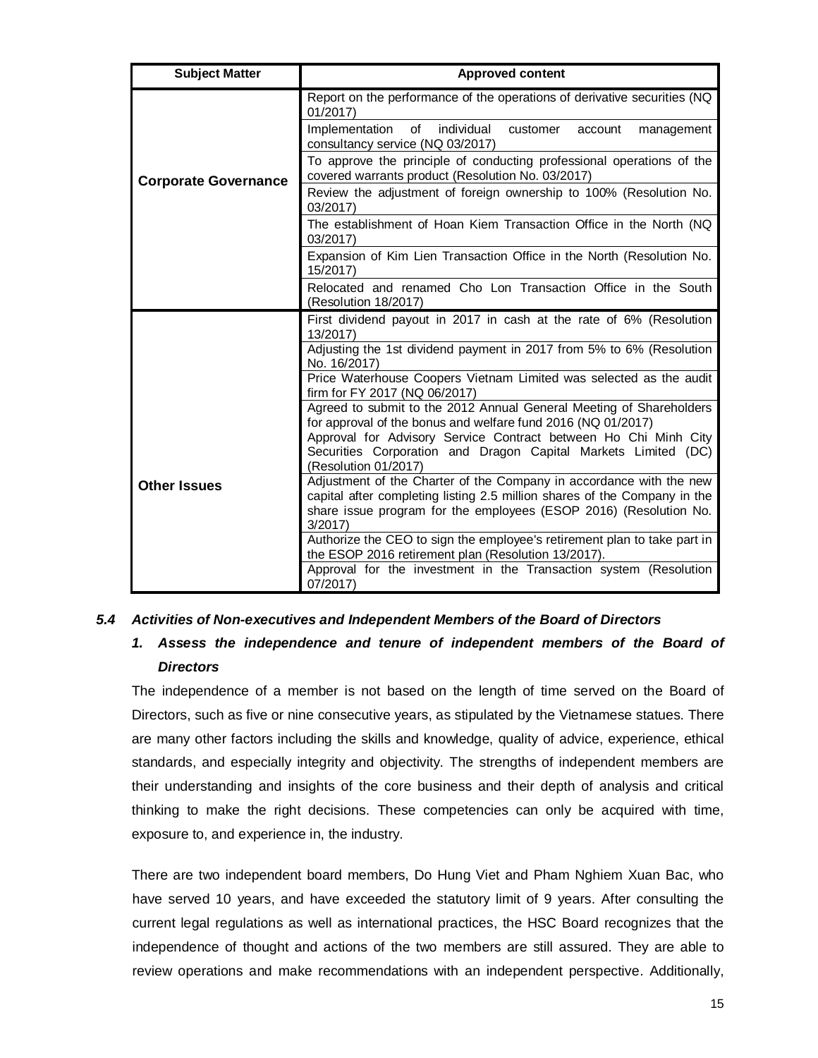| Subject Matter | Approved content |
|---|---|
| Corporate Governance | Report on the performance of the operations of derivative securities (NQ 01/2017) |
| | Implementation of individual customer account management consultancy service (NQ 03/2017) |
| | To approve the principle of conducting professional operations of the covered warrants product (Resolution No. 03/2017) |
| | Review the adjustment of foreign ownership to 100% (Resolution No. 03/2017) |
| | The establishment of Hoan Kiem Transaction Office in the North (NQ 03/2017) |
| | Expansion of Kim Lien Transaction Office in the North (Resolution No. 15/2017) |
| | Relocated and renamed Cho Lon Transaction Office in the South (Resolution 18/2017) |
| Other Issues | First dividend payout in 2017 in cash at the rate of 6% (Resolution 13/2017) |
| | Adjusting the 1st dividend payment in 2017 from 5% to 6% (Resolution No. 16/2017) |
| | Price Waterhouse Coopers Vietnam Limited was selected as the audit firm for FY 2017 (NQ 06/2017) |
| | Agreed to submit to the 2012 Annual General Meeting of Shareholders for approval of the bonus and welfare fund 2016 (NQ 01/2017) Approval for Advisory Service Contract between Ho Chi Minh City Securities Corporation and Dragon Capital Markets Limited (DC) (Resolution 01/2017) |
| | Adjustment of the Charter of the Company in accordance with the new capital after completing listing 2.5 million shares of the Company in the share issue program for the employees (ESOP 2016) (Resolution No. 3/2017) |
| | Authorize the CEO to sign the employee's retirement plan to take part in the ESOP 2016 retirement plan (Resolution 13/2017). |
| | Approval for the investment in the Transaction system (Resolution 07/2017) |

### *5.4 Activities of Non-executives and Independent Members of the Board of Directors*

#### *1. Assess the independence and tenure of independent members of the Board of Directors*

The independence of a member is not based on the length of time served on the Board of Directors, such as five or nine consecutive years, as stipulated by the Vietnamese statues. There are many other factors including the skills and knowledge, quality of advice, experience, ethical standards, and especially integrity and objectivity. The strengths of independent members are their understanding and insights of the core business and their depth of analysis and critical thinking to make the right decisions. These competencies can only be acquired with time, exposure to, and experience in, the industry.

There are two independent board members, Do Hung Viet and Pham Nghiem Xuan Bac, who have served 10 years, and have exceeded the statutory limit of 9 years. After consulting the current legal regulations as well as international practices, the HSC Board recognizes that the independence of thought and actions of the two members are still assured. They are able to review operations and make recommendations with an independent perspective. Additionally,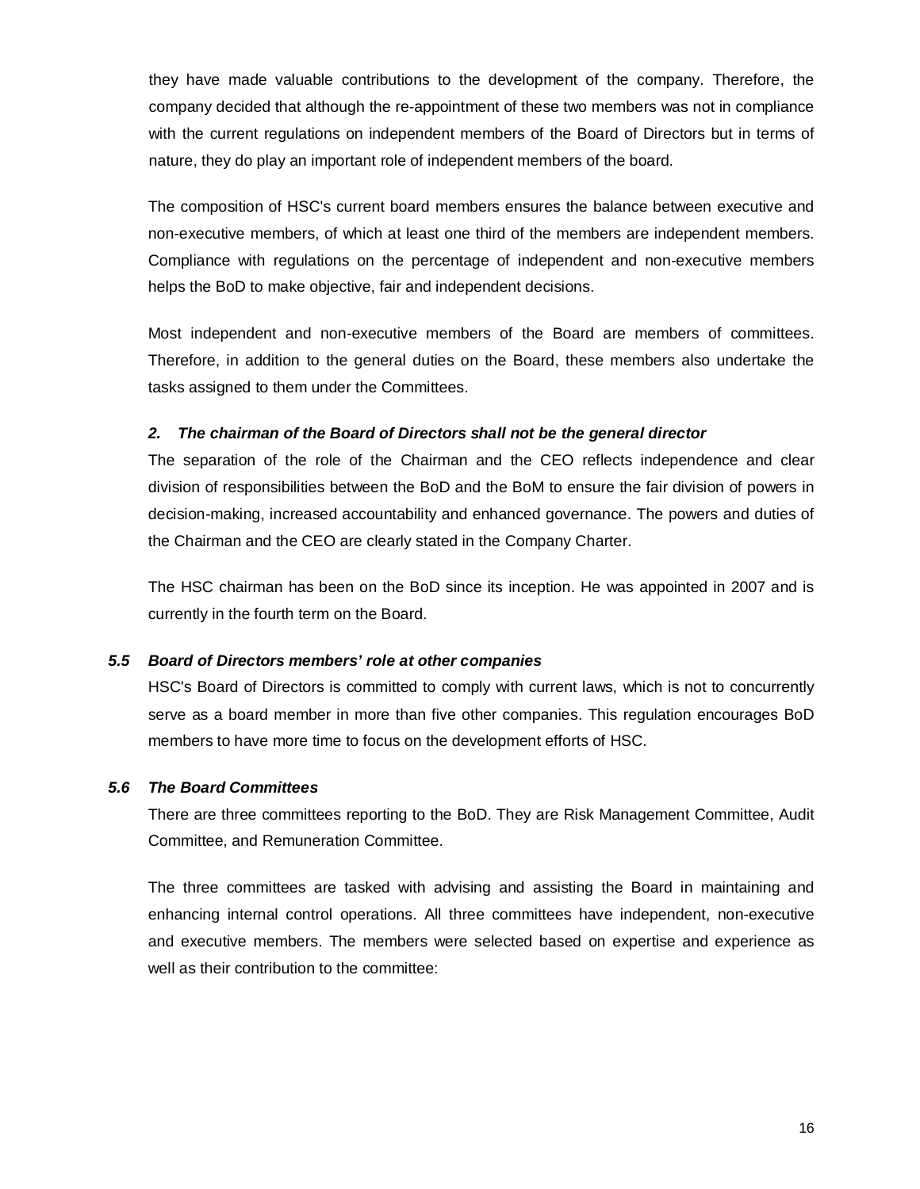they have made valuable contributions to the development of the company. Therefore, the company decided that although the re-appointment of these two members was not in compliance with the current regulations on independent members of the Board of Directors but in terms of nature, they do play an important role of independent members of the board.

The composition of HSC's current board members ensures the balance between executive and non-executive members, of which at least one third of the members are independent members. Compliance with regulations on the percentage of independent and non-executive members helps the BoD to make objective, fair and independent decisions.

Most independent and non-executive members of the Board are members of committees. Therefore, in addition to the general duties on the Board, these members also undertake the tasks assigned to them under the Committees.

***2. The chairman of the Board of Directors shall not be the general director***

The separation of the role of the Chairman and the CEO reflects independence and clear division of responsibilities between the BoD and the BoM to ensure the fair division of powers in decision-making, increased accountability and enhanced governance. The powers and duties of the Chairman and the CEO are clearly stated in the Company Charter.

The HSC chairman has been on the BoD since its inception. He was appointed in 2007 and is currently in the fourth term on the Board.

### *5.5 Board of Directors members' role at other companies*

HSC's Board of Directors is committed to comply with current laws, which is not to concurrently serve as a board member in more than five other companies. This regulation encourages BoD members to have more time to focus on the development efforts of HSC.

### *5.6 The Board Committees*

There are three committees reporting to the BoD. They are Risk Management Committee, Audit Committee, and Remuneration Committee.

The three committees are tasked with advising and assisting the Board in maintaining and enhancing internal control operations. All three committees have independent, non-executive and executive members. The members were selected based on expertise and experience as well as their contribution to the committee: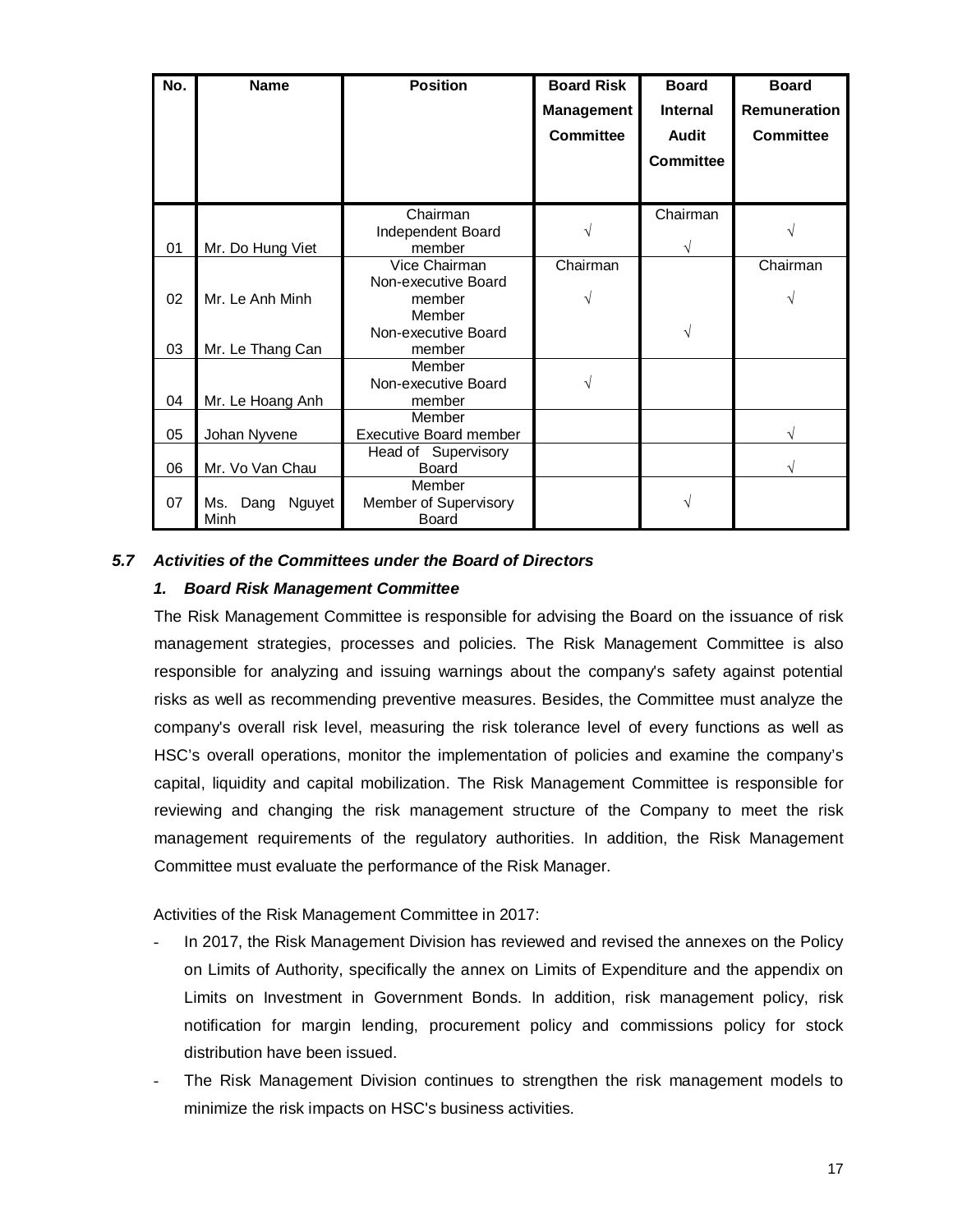| No. | Name | Position | Board Risk Management Committee | Board Internal Audit Committee | Board Remuneration Committee |
|---|---|---|---|---|---|
| 01 | Mr. Do Hung Viet | Chairman Independent Board member | √ | Chairman √ | √ |
| 02 | Mr. Le Anh Minh | Vice Chairman Non-executive Board member | Chairman √ | | Chairman √ |
| 03 | Mr. Le Thang Can | Member Non-executive Board member | | √ | |
| 04 | Mr. Le Hoang Anh | Member Non-executive Board member | √ | | |
| 05 | Johan Nyvene | Member Executive Board member | | | √ |
| 06 | Mr. Vo Van Chau | Head of Supervisory Board | | | √ |
| 07 | Ms. Dang Nguyet Minh | Member Member of Supervisory Board | | √ | |

### *5.7 Activities of the Committees under the Board of Directors*

#### *1. Board Risk Management Committee*

The Risk Management Committee is responsible for advising the Board on the issuance of risk management strategies, processes and policies. The Risk Management Committee is also responsible for analyzing and issuing warnings about the company's safety against potential risks as well as recommending preventive measures. Besides, the Committee must analyze the company's overall risk level, measuring the risk tolerance level of every functions as well as HSC's overall operations, monitor the implementation of policies and examine the company's capital, liquidity and capital mobilization. The Risk Management Committee is responsible for reviewing and changing the risk management structure of the Company to meet the risk management requirements of the regulatory authorities. In addition, the Risk Management Committee must evaluate the performance of the Risk Manager.

Activities of the Risk Management Committee in 2017:

- In 2017, the Risk Management Division has reviewed and revised the annexes on the Policy on Limits of Authority, specifically the annex on Limits of Expenditure and the appendix on Limits on Investment in Government Bonds. In addition, risk management policy, risk notification for margin lending, procurement policy and commissions policy for stock distribution have been issued.
- The Risk Management Division continues to strengthen the risk management models to minimize the risk impacts on HSC's business activities.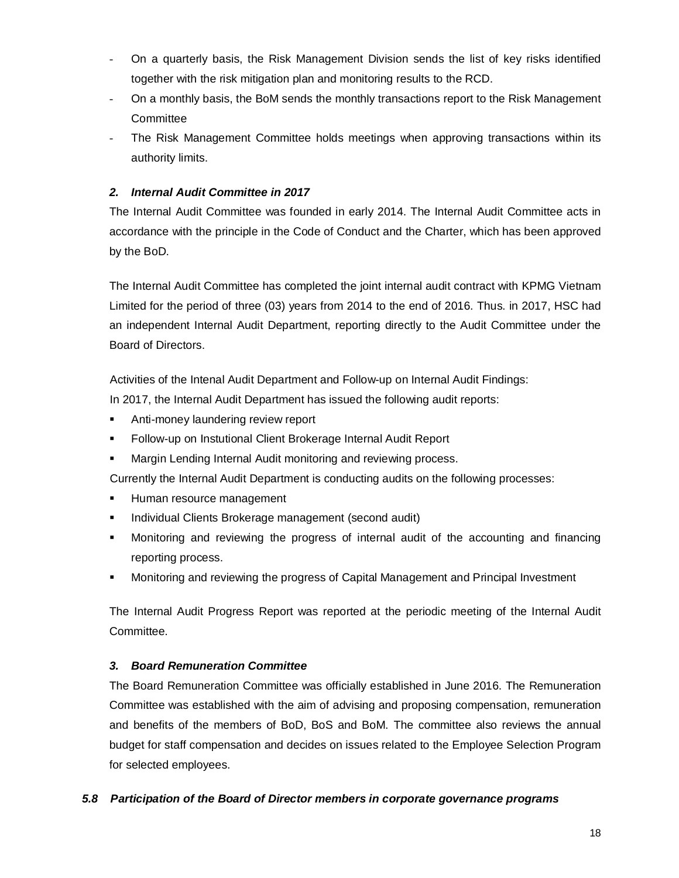- On a quarterly basis, the Risk Management Division sends the list of key risks identified together with the risk mitigation plan and monitoring results to the RCD.
- On a monthly basis, the BoM sends the monthly transactions report to the Risk Management Committee
- The Risk Management Committee holds meetings when approving transactions within its authority limits.

### *2. Internal Audit Committee in 2017*

The Internal Audit Committee was founded in early 2014. The Internal Audit Committee acts in accordance with the principle in the Code of Conduct and the Charter, which has been approved by the BoD.

The Internal Audit Committee has completed the joint internal audit contract with KPMG Vietnam Limited for the period of three (03) years from 2014 to the end of 2016. Thus. in 2017, HSC had an independent Internal Audit Department, reporting directly to the Audit Committee under the Board of Directors.

Activities of the Intenal Audit Department and Follow-up on Internal Audit Findings:

In 2017, the Internal Audit Department has issued the following audit reports:

- Anti-money laundering review report
- Follow-up on Instutional Client Brokerage Internal Audit Report
- Margin Lending Internal Audit monitoring and reviewing process.

Currently the Internal Audit Department is conducting audits on the following processes:

- Human resource management
- Individual Clients Brokerage management (second audit)
- Monitoring and reviewing the progress of internal audit of the accounting and financing reporting process.
- Monitoring and reviewing the progress of Capital Management and Principal Investment

The Internal Audit Progress Report was reported at the periodic meeting of the Internal Audit Committee.

### *3. Board Remuneration Committee*

The Board Remuneration Committee was officially established in June 2016. The Remuneration Committee was established with the aim of advising and proposing compensation, remuneration and benefits of the members of BoD, BoS and BoM. The committee also reviews the annual budget for staff compensation and decides on issues related to the Employee Selection Program for selected employees.

### *5.8 Participation of the Board of Director members in corporate governance programs*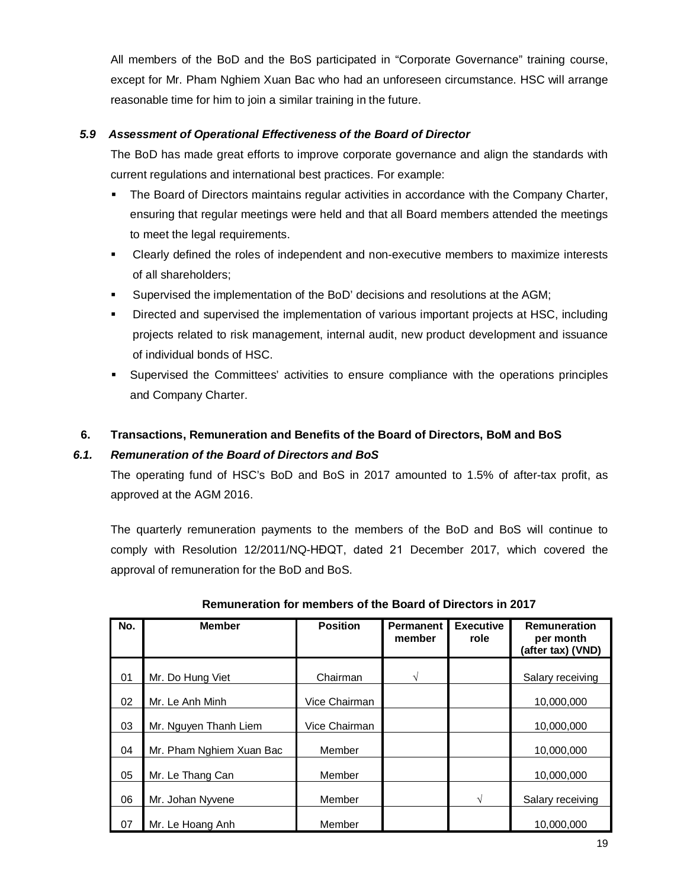All members of the BoD and the BoS participated in "Corporate Governance" training course, except for Mr. Pham Nghiem Xuan Bac who had an unforeseen circumstance. HSC will arrange reasonable time for him to join a similar training in the future.

### *5.9 Assessment of Operational Effectiveness of the Board of Director*

The BoD has made great efforts to improve corporate governance and align the standards with current regulations and international best practices. For example:

- The Board of Directors maintains regular activities in accordance with the Company Charter, ensuring that regular meetings were held and that all Board members attended the meetings to meet the legal requirements.
- Clearly defined the roles of independent and non-executive members to maximize interests of all shareholders;
- Supervised the implementation of the BoD' decisions and resolutions at the AGM;
- Directed and supervised the implementation of various important projects at HSC, including projects related to risk management, internal audit, new product development and issuance of individual bonds of HSC.
- Supervised the Committees' activities to ensure compliance with the operations principles and Company Charter.

## 6. Transactions, Remuneration and Benefits of the Board of Directors, BoM and BoS

### *6.1. Remuneration of the Board of Directors and BoS*

The operating fund of HSC's BoD and BoS in 2017 amounted to 1.5% of after-tax profit, as approved at the AGM 2016.

The quarterly remuneration payments to the members of the BoD and BoS will continue to comply with Resolution 12/2011/NQ-HĐQT, dated 21 December 2017, which covered the approval of remuneration for the BoD and BoS.

**Remuneration for members of the Board of Directors in 2017**

| No. | Member | Position | Permanent member | Executive role | Remuneration per month (after tax) (VND) |
|---|---|---|---|---|---|
| 01 | Mr. Do Hung Viet | Chairman | √ | | Salary receiving |
| 02 | Mr. Le Anh Minh | Vice Chairman | | | 10,000,000 |
| 03 | Mr. Nguyen Thanh Liem | Vice Chairman | | | 10,000,000 |
| 04 | Mr. Pham Nghiem Xuan Bac | Member | | | 10,000,000 |
| 05 | Mr. Le Thang Can | Member | | | 10,000,000 |
| 06 | Mr. Johan Nyvene | Member | | √ | Salary receiving |
| 07 | Mr. Le Hoang Anh | Member | | | 10,000,000 |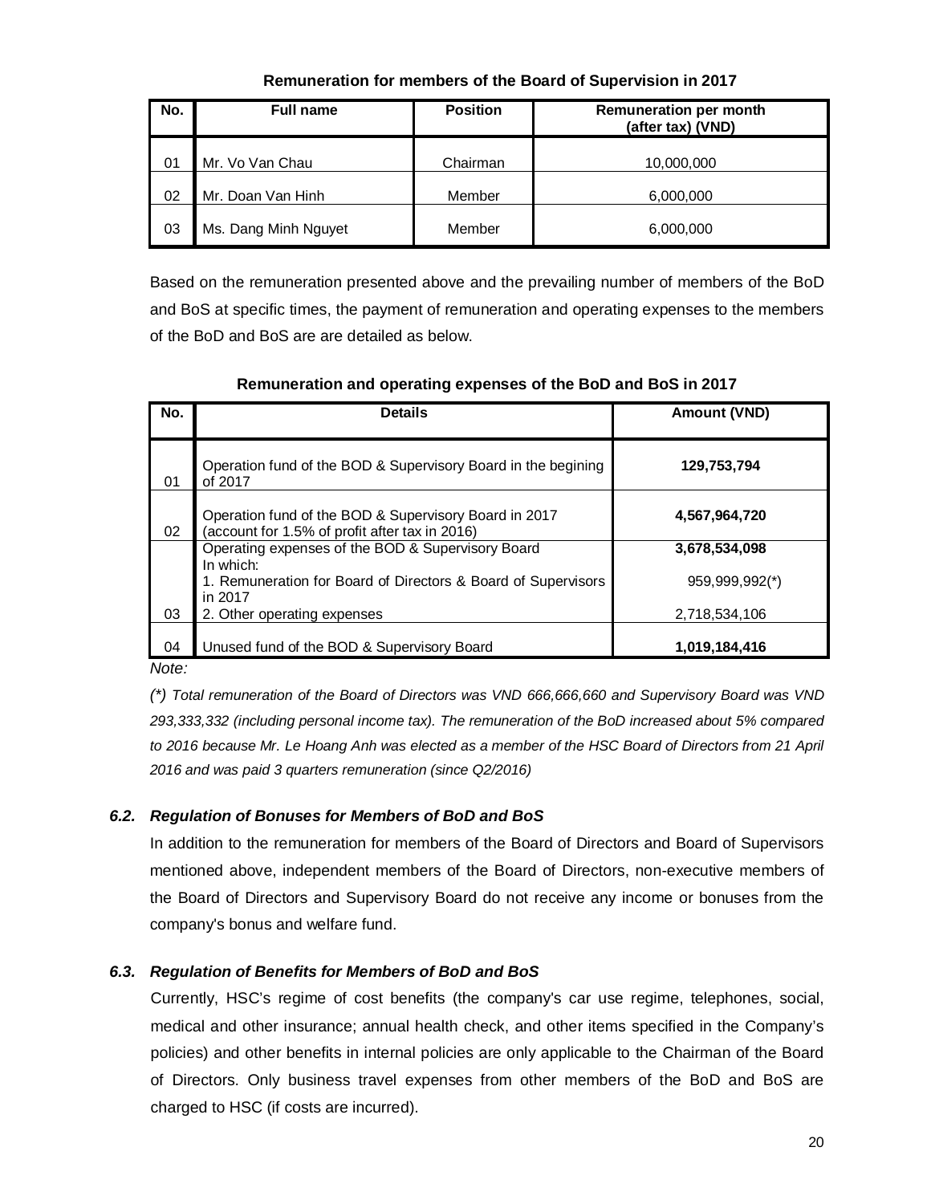**Remuneration for members of the Board of Supervision in 2017**

| No. | Full name | Position | Remuneration per month (after tax) (VND) |
|---|---|---|---|
| 01 | Mr. Vo Van Chau | Chairman | 10,000,000 |
| 02 | Mr. Doan Van Hinh | Member | 6,000,000 |
| 03 | Ms. Dang Minh Nguyet | Member | 6,000,000 |

Based on the remuneration presented above and the prevailing number of members of the BoD and BoS at specific times, the payment of remuneration and operating expenses to the members of the BoD and BoS are are detailed as below.

**Remuneration and operating expenses of the BoD and BoS in 2017**

| No. | Details | Amount (VND) |
|---|---|---|
| 01 | Operation fund of the BOD & Supervisory Board in the begining of 2017 | **129,753,794** |
| 02 | Operation fund of the BOD & Supervisory Board in 2017 (account for 1.5% of profit after tax in 2016) | **4,567,964,720** |
| 03 | Operating expenses of the BOD & Supervisory Board<br>In which:<br>1. Remuneration for Board of Directors & Board of Supervisors in 2017<br>2. Other operating expenses | **3,678,534,098**<br><br>959,999,992(*)<br>2,718,534,106 |
| 04 | Unused fund of the BOD & Supervisory Board | **1,019,184,416** |

*Note:*

*(\*) Total remuneration of the Board of Directors was VND 666,666,660 and Supervisory Board was VND 293,333,332 (including personal income tax). The remuneration of the BoD increased about 5% compared to 2016 because Mr. Le Hoang Anh was elected as a member of the HSC Board of Directors from 21 April 2016 and was paid 3 quarters remuneration (since Q2/2016)*

### *6.2. Regulation of Bonuses for Members of BoD and BoS*

In addition to the remuneration for members of the Board of Directors and Board of Supervisors mentioned above, independent members of the Board of Directors, non-executive members of the Board of Directors and Supervisory Board do not receive any income or bonuses from the company's bonus and welfare fund.

### *6.3. Regulation of Benefits for Members of BoD and BoS*

Currently, HSC's regime of cost benefits (the company's car use regime, telephones, social, medical and other insurance; annual health check, and other items specified in the Company's policies) and other benefits in internal policies are only applicable to the Chairman of the Board of Directors. Only business travel expenses from other members of the BoD and BoS are charged to HSC (if costs are incurred).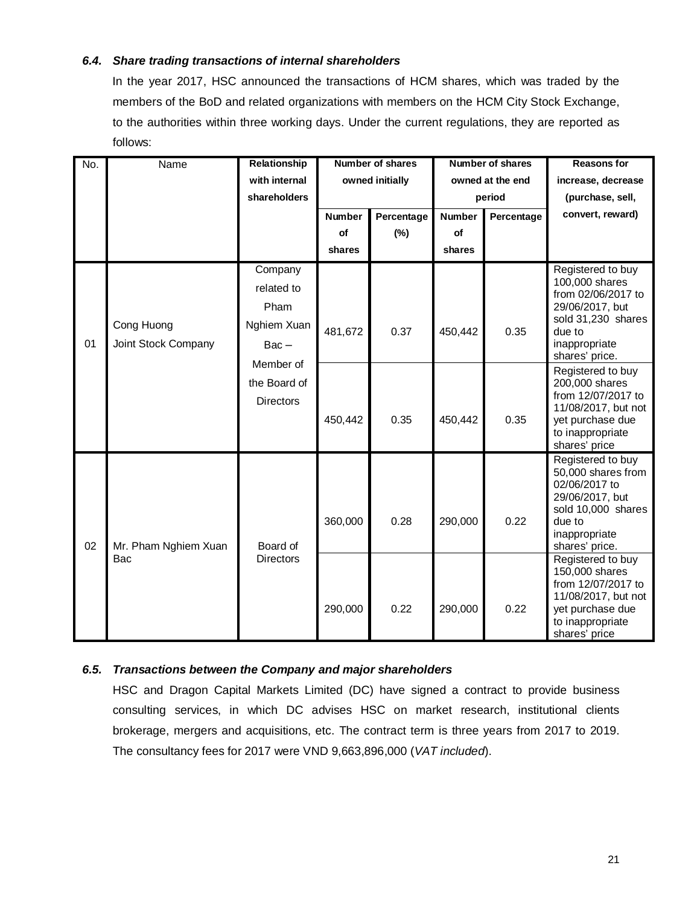### *6.4. Share trading transactions of internal shareholders*

In the year 2017, HSC announced the transactions of HCM shares, which was traded by the members of the BoD and related organizations with members on the HCM City Stock Exchange, to the authorities within three working days. Under the current regulations, they are reported as follows:

| No. | Name | Relationship with internal shareholders | Number of shares owned initially | | Number of shares owned at the end period | | Reasons for increase, decrease (purchase, sell, convert, reward) |
|---|---|---|---|---|---|---|---|
| | | | Number of shares | Percentage (%) | Number of shares | Percentage | |
| 01 | Cong Huong Joint Stock Company | Company related to Pham Nghiem Xuan Bac – Member of the Board of Directors | 481,672 | 0.37 | 450,442 | 0.35 | Registered to buy 100,000 shares from 02/06/2017 to 29/06/2017, but sold 31,230 shares due to inappropriate shares' price. |
| | | | 450,442 | 0.35 | 450,442 | 0.35 | Registered to buy 200,000 shares from 12/07/2017 to 11/08/2017, but not yet purchase due to inappropriate shares' price |
| 02 | Mr. Pham Nghiem Xuan Bac | Board of Directors | 360,000 | 0.28 | 290,000 | 0.22 | Registered to buy 50,000 shares from 02/06/2017 to 29/06/2017, but sold 10,000 shares due to inappropriate shares' price. |
| | | | 290,000 | 0.22 | 290,000 | 0.22 | Registered to buy 150,000 shares from 12/07/2017 to 11/08/2017, but not yet purchase due to inappropriate shares' price |

### *6.5. Transactions between the Company and major shareholders*

HSC and Dragon Capital Markets Limited (DC) have signed a contract to provide business consulting services, in which DC advises HSC on market research, institutional clients brokerage, mergers and acquisitions, etc. The contract term is three years from 2017 to 2019. The consultancy fees for 2017 were VND 9,663,896,000 (*VAT included*).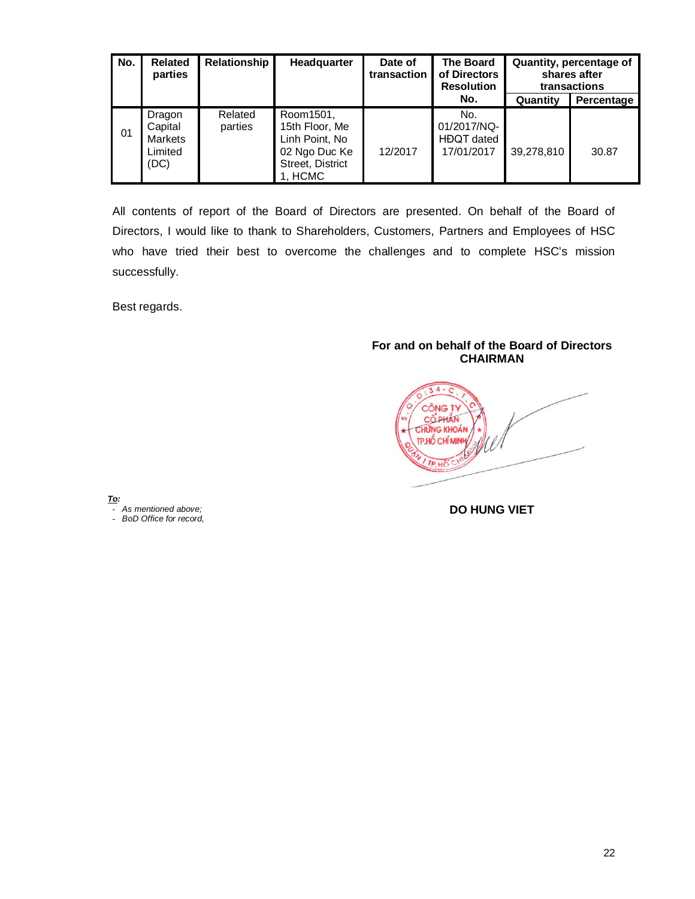| No. | Related parties | Relationship | Headquarter | Date of transaction | The Board of Directors Resolution No. | Quantity, percentage of shares after transactions | |
|---|---|---|---|---|---|---|---|
| | | | | | | Quantity | Percentage |
| 01 | Dragon Capital Markets Limited (DC) | Related parties | Room1501, 15th Floor, Me Linh Point, No 02 Ngo Duc Ke Street, District 1, HCMC | 12/2017 | No. 01/2017/NQ-HĐQT dated 17/01/2017 | 39,278,810 | 30.87 |

All contents of report of the Board of Directors are presented. On behalf of the Board of Directors, I would like to thank to Shareholders, Customers, Partners and Employees of HSC who have tried their best to overcome the challenges and to complete HSC's mission successfully.

Best regards.

**For and on behalf of the Board of Directors**
**CHAIRMAN**

**DO HUNG VIET**

***To:***
- *As mentioned above;*
- *BoD Office for record,*